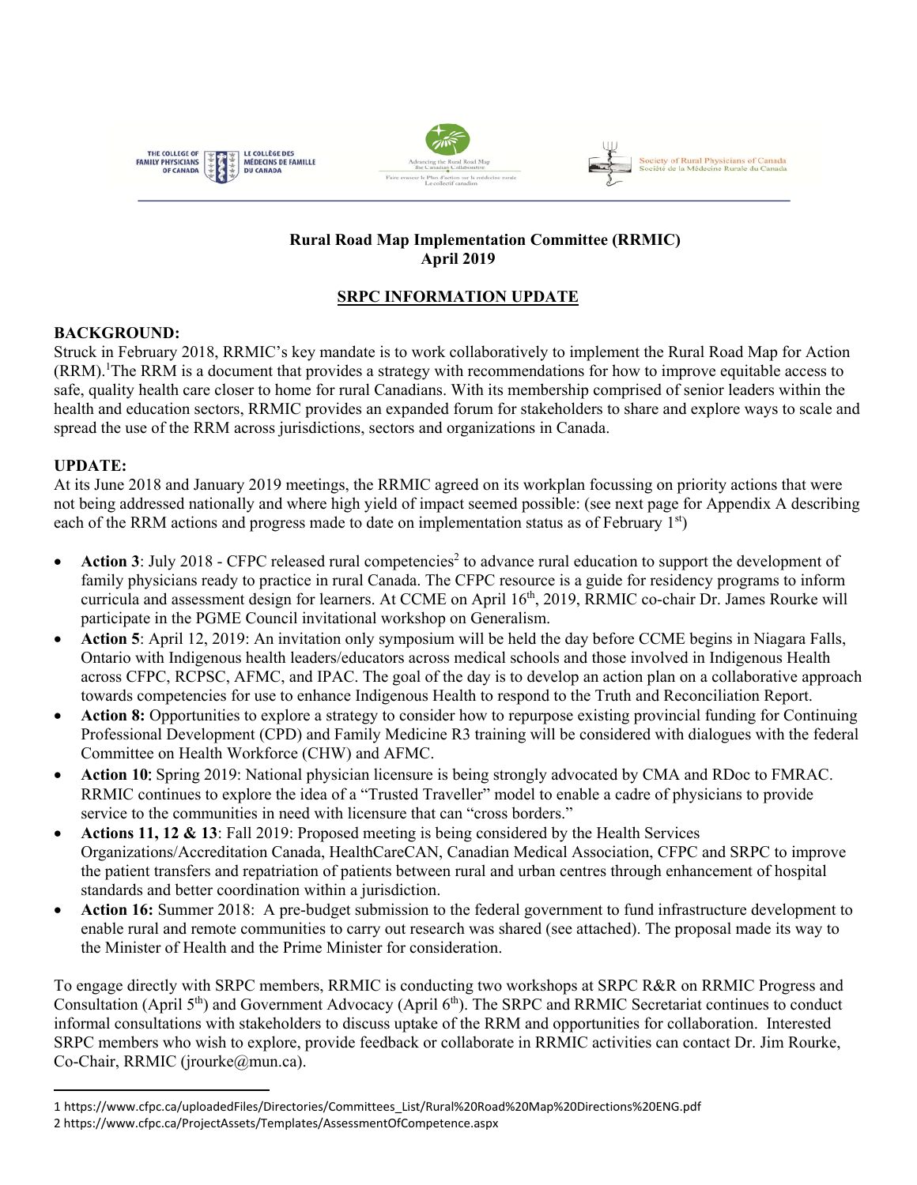THE COLLEGE OF FAMILY PHYSICIANS OF CANADA | LE COLLÈGE DES MÉDECINS DE FAMILLE DU CANADA

Advancing the Rural Road Map The Canadian Collaborative | Faire avancer le Plan d'action sur la médecine rurale Le collectif canadien

Society of Rural Physicians of Canada | Société de la Médecine Rurale du Canada

**Rural Road Map Implementation Committee (RRMIC)**
**April 2019**

**SRPC INFORMATION UPDATE**

**BACKGROUND:**
Struck in February 2018, RRMIC's key mandate is to work collaboratively to implement the Rural Road Map for Action (RRM).[1] The RRM is a document that provides a strategy with recommendations for how to improve equitable access to safe, quality health care closer to home for rural Canadians. With its membership comprised of senior leaders within the health and education sectors, RRMIC provides an expanded forum for stakeholders to share and explore ways to scale and spread the use of the RRM across jurisdictions, sectors and organizations in Canada.

**UPDATE:**
At its June 2018 and January 2019 meetings, the RRMIC agreed on its workplan focussing on priority actions that were not being addressed nationally and where high yield of impact seemed possible: (see next page for Appendix A describing each of the RRM actions and progress made to date on implementation status as of February 1st)

- **Action 3**: July 2018 - CFPC released rural competencies[2] to advance rural education to support the development of family physicians ready to practice in rural Canada. The CFPC resource is a guide for residency programs to inform curricula and assessment design for learners. At CCME on April 16th, 2019, RRMIC co-chair Dr. James Rourke will participate in the PGME Council invitational workshop on Generalism.
- **Action 5**: April 12, 2019: An invitation only symposium will be held the day before CCME begins in Niagara Falls, Ontario with Indigenous health leaders/educators across medical schools and those involved in Indigenous Health across CFPC, RCPSC, AFMC, and IPAC. The goal of the day is to develop an action plan on a collaborative approach towards competencies for use to enhance Indigenous Health to respond to the Truth and Reconciliation Report.
- **Action 8:** Opportunities to explore a strategy to consider how to repurpose existing provincial funding for Continuing Professional Development (CPD) and Family Medicine R3 training will be considered with dialogues with the federal Committee on Health Workforce (CHW) and AFMC.
- **Action 10**: Spring 2019: National physician licensure is being strongly advocated by CMA and RDoc to FMRAC. RRMIC continues to explore the idea of a "Trusted Traveller" model to enable a cadre of physicians to provide service to the communities in need with licensure that can "cross borders."
- **Actions 11, 12 & 13**: Fall 2019: Proposed meeting is being considered by the Health Services Organizations/Accreditation Canada, HealthCareCAN, Canadian Medical Association, CFPC and SRPC to improve the patient transfers and repatriation of patients between rural and urban centres through enhancement of hospital standards and better coordination within a jurisdiction.
- **Action 16:** Summer 2018: A pre-budget submission to the federal government to fund infrastructure development to enable rural and remote communities to carry out research was shared (see attached). The proposal made its way to the Minister of Health and the Prime Minister for consideration.

To engage directly with SRPC members, RRMIC is conducting two workshops at SRPC R&R on RRMIC Progress and Consultation (April 5th) and Government Advocacy (April 6th). The SRPC and RRMIC Secretariat continues to conduct informal consultations with stakeholders to discuss uptake of the RRM and opportunities for collaboration. Interested SRPC members who wish to explore, provide feedback or collaborate in RRMIC activities can contact Dr. Jim Rourke, Co-Chair, RRMIC (jrourke@mun.ca).

---

1 https://www.cfpc.ca/uploadedFiles/Directories/Committees_List/Rural%20Road%20Map%20Directions%20ENG.pdf
2 https://www.cfpc.ca/ProjectAssets/Templates/AssessmentOfCompetence.aspx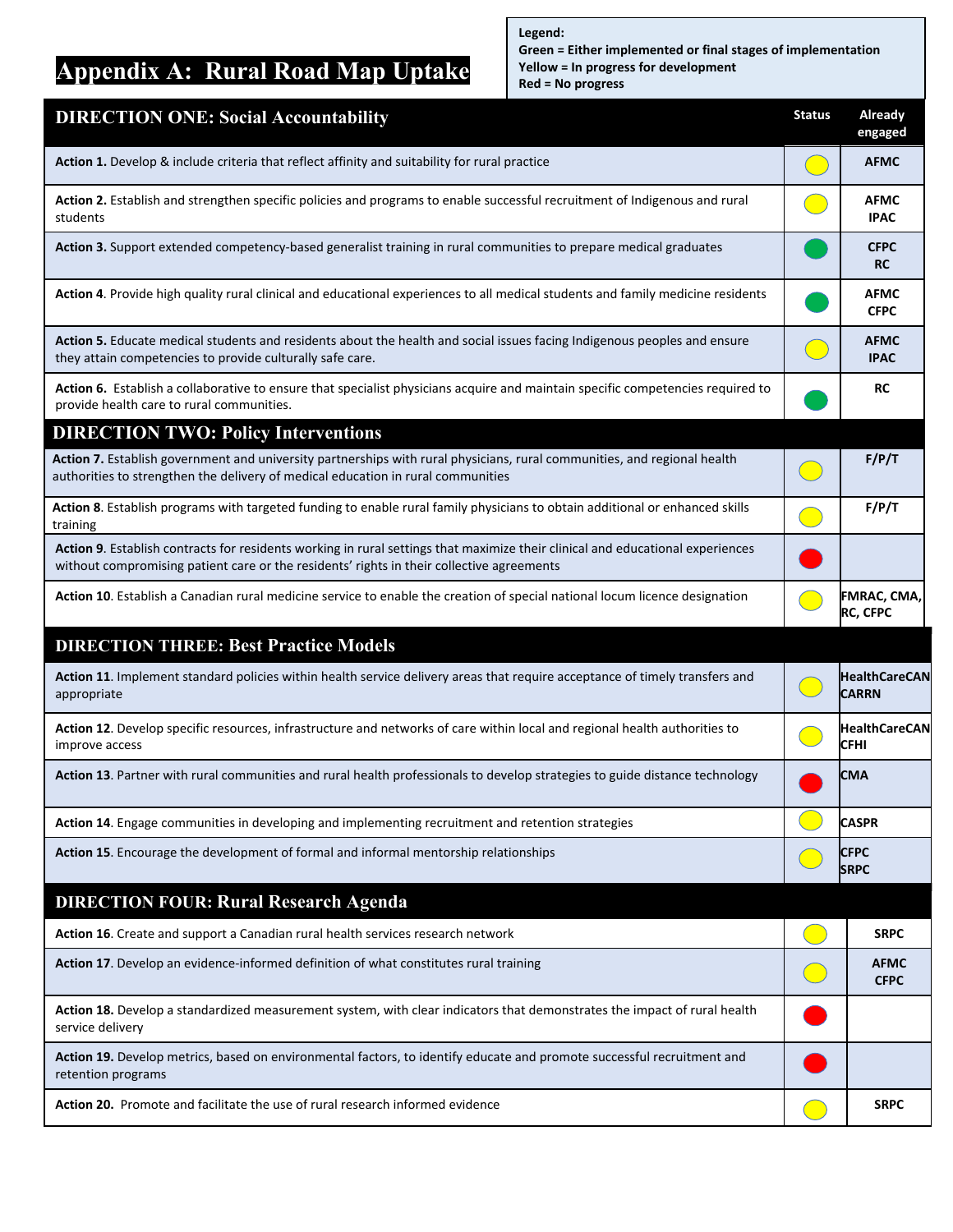# Appendix A: Rural Road Map Uptake

**Legend:**
**Green = Either implemented or final stages of implementation**
**Yellow = In progress for development**
**Red = No progress**

| DIRECTION ONE: Social Accountability | Status | Already engaged |
|---|---|---|
| **Action 1.** Develop & include criteria that reflect affinity and suitability for rural practice | Yellow | AFMC |
| **Action 2.** Establish and strengthen specific policies and programs to enable successful recruitment of Indigenous and rural students | Yellow | AFMC IPAC |
| **Action 3.** Support extended competency-based generalist training in rural communities to prepare medical graduates | Green | CFPC RC |
| **Action 4**. Provide high quality rural clinical and educational experiences to all medical students and family medicine residents | Green | AFMC CFPC |
| **Action 5.** Educate medical students and residents about the health and social issues facing Indigenous peoples and ensure they attain competencies to provide culturally safe care. | Yellow | AFMC IPAC |
| **Action 6.** Establish a collaborative to ensure that specialist physicians acquire and maintain specific competencies required to provide health care to rural communities. | Green | RC |
| **DIRECTION TWO: Policy Interventions** | | |
| **Action 7.** Establish government and university partnerships with rural physicians, rural communities, and regional health authorities to strengthen the delivery of medical education in rural communities | Yellow | F/P/T |
| **Action 8**. Establish programs with targeted funding to enable rural family physicians to obtain additional or enhanced skills training | Yellow | F/P/T |
| **Action 9**. Establish contracts for residents working in rural settings that maximize their clinical and educational experiences without compromising patient care or the residents' rights in their collective agreements | Red | |
| **Action 10**. Establish a Canadian rural medicine service to enable the creation of special national locum licence designation | Yellow | FMRAC, CMA, RC, CFPC |
| **DIRECTION THREE: Best Practice Models** | | |
| **Action 11**. Implement standard policies within health service delivery areas that require acceptance of timely transfers and appropriate | Yellow | HealthCareCAN CARRN |
| **Action 12**. Develop specific resources, infrastructure and networks of care within local and regional health authorities to improve access | Yellow | HealthCareCAN CFHI |
| **Action 13**. Partner with rural communities and rural health professionals to develop strategies to guide distance technology | Red | CMA |
| **Action 14**. Engage communities in developing and implementing recruitment and retention strategies | Yellow | CASPR |
| **Action 15**. Encourage the development of formal and informal mentorship relationships | Yellow | CFPC SRPC |
| **DIRECTION FOUR: Rural Research Agenda** | | |
| **Action 16**. Create and support a Canadian rural health services research network | Yellow | SRPC |
| **Action 17**. Develop an evidence-informed definition of what constitutes rural training | Yellow | AFMC CFPC |
| **Action 18.** Develop a standardized measurement system, with clear indicators that demonstrates the impact of rural health service delivery | Red | |
| **Action 19.** Develop metrics, based on environmental factors, to identify educate and promote successful recruitment and retention programs | Red | |
| **Action 20.** Promote and facilitate the use of rural research informed evidence | Yellow | SRPC |